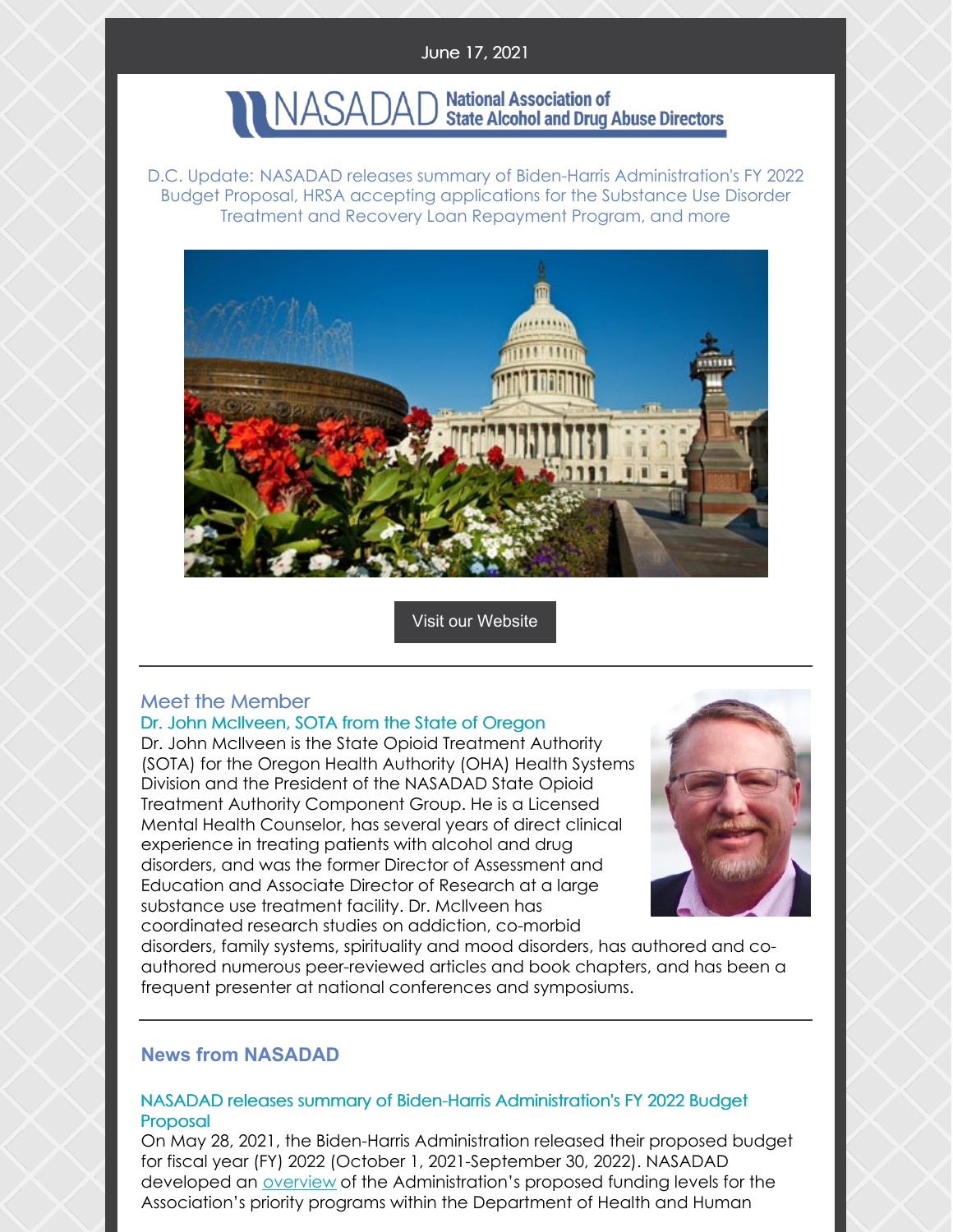June 17, 2021

NASADAD National Association of State Alcohol and Drug Abuse Directors

D.C. Update: NASADAD releases summary of Biden-Harris Administration's FY 2022 Budget Proposal, HRSA accepting applications for the Substance Use Disorder Treatment and Recovery Loan Repayment Program, and more

Visit our Website

## Meet the Member

### Dr. John McIlveen, SOTA from the State of Oregon

Dr. John McIlveen is the State Opioid Treatment Authority (SOTA) for the Oregon Health Authority (OHA) Health Systems Division and the President of the NASADAD State Opioid Treatment Authority Component Group. He is a Licensed Mental Health Counselor, has several years of direct clinical experience in treating patients with alcohol and drug disorders, and was the former Director of Assessment and Education and Associate Director of Research at a large substance use treatment facility. Dr. McIlveen has coordinated research studies on addiction, co-morbid disorders, family systems, spirituality and mood disorders, has authored and co-authored numerous peer-reviewed articles and book chapters, and has been a frequent presenter at national conferences and symposiums.

## News from NASADAD

### NASADAD releases summary of Biden-Harris Administration's FY 2022 Budget Proposal

On May 28, 2021, the Biden-Harris Administration released their proposed budget for fiscal year (FY) 2022 (October 1, 2021-September 30, 2022). NASADAD developed an overview of the Administration's proposed funding levels for the Association's priority programs within the Department of Health and Human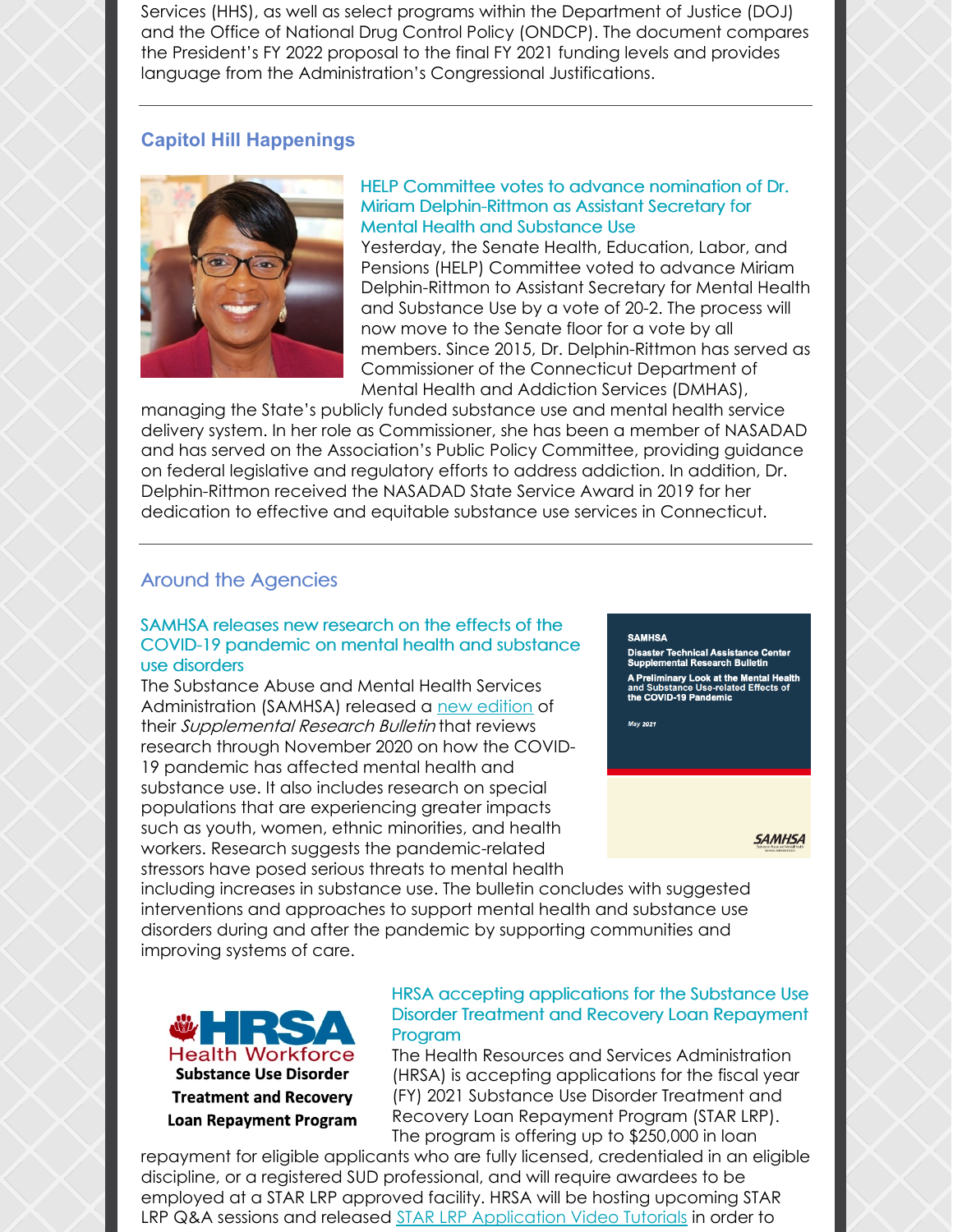Services (HHS), as well as select programs within the Department of Justice (DOJ) and the Office of National Drug Control Policy (ONDCP). The document compares the President's FY 2022 proposal to the final FY 2021 funding levels and provides language from the Administration's Congressional Justifications.

---

## Capitol Hill Happenings

### HELP Committee votes to advance nomination of Dr. Miriam Delphin-Rittmon as Assistant Secretary for Mental Health and Substance Use

Yesterday, the Senate Health, Education, Labor, and Pensions (HELP) Committee voted to advance Miriam Delphin-Rittmon to Assistant Secretary for Mental Health and Substance Use by a vote of 20-2. The process will now move to the Senate floor for a vote by all members. Since 2015, Dr. Delphin-Rittmon has served as Commissioner of the Connecticut Department of Mental Health and Addiction Services (DMHAS), managing the State's publicly funded substance use and mental health service delivery system. In her role as Commissioner, she has been a member of NASADAD and has served on the Association's Public Policy Committee, providing guidance on federal legislative and regulatory efforts to address addiction. In addition, Dr. Delphin-Rittmon received the NASADAD State Service Award in 2019 for her dedication to effective and equitable substance use services in Connecticut.

---

## Around the Agencies

### SAMHSA releases new research on the effects of the COVID-19 pandemic on mental health and substance use disorders

The Substance Abuse and Mental Health Services Administration (SAMHSA) released a new edition of their *Supplemental Research Bulletin* that reviews research through November 2020 on how the COVID-19 pandemic has affected mental health and substance use. It also includes research on special populations that are experiencing greater impacts such as youth, women, ethnic minorities, and health workers. Research suggests the pandemic-related stressors have posed serious threats to mental health including increases in substance use. The bulletin concludes with suggested interventions and approaches to support mental health and substance use disorders during and after the pandemic by supporting communities and improving systems of care.

### HRSA accepting applications for the Substance Use Disorder Treatment and Recovery Loan Repayment Program

The Health Resources and Services Administration (HRSA) is accepting applications for the fiscal year (FY) 2021 Substance Use Disorder Treatment and Recovery Loan Repayment Program (STAR LRP). The program is offering up to $250,000 in loan repayment for eligible applicants who are fully licensed, credentialed in an eligible discipline, or a registered SUD professional, and will require awardees to be employed at a STAR LRP approved facility. HRSA will be hosting upcoming STAR LRP Q&A sessions and released STAR LRP Application Video Tutorials in order to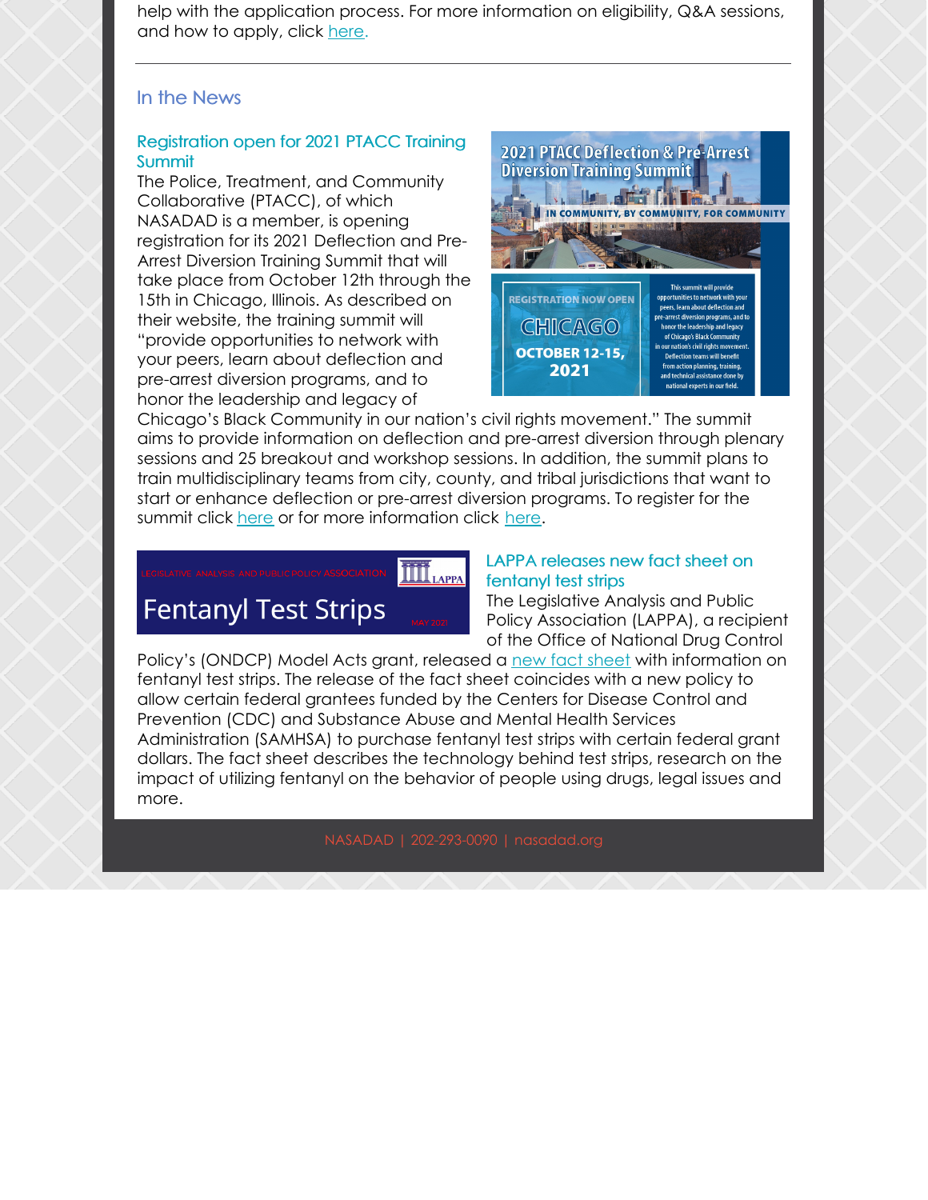help with the application process. For more information on eligibility, Q&A sessions, and how to apply, click here.

---

## In the News

### Registration open for 2021 PTACC Training Summit

The Police, Treatment, and Community Collaborative (PTACC), of which NASADAD is a member, is opening registration for its 2021 Deflection and Pre-Arrest Diversion Training Summit that will take place from October 12th through the 15th in Chicago, Illinois. As described on their website, the training summit will "provide opportunities to network with your peers, learn about deflection and pre-arrest diversion programs, and to honor the leadership and legacy of Chicago's Black Community in our nation's civil rights movement." The summit aims to provide information on deflection and pre-arrest diversion through plenary sessions and 25 breakout and workshop sessions. In addition, the summit plans to train multidisciplinary teams from city, county, and tribal jurisdictions that want to start or enhance deflection or pre-arrest diversion programs. To register for the summit click here or for more information click here.

### LAPPA releases new fact sheet on fentanyl test strips

The Legislative Analysis and Public Policy Association (LAPPA), a recipient of the Office of National Drug Control Policy's (ONDCP) Model Acts grant, released a new fact sheet with information on fentanyl test strips. The release of the fact sheet coincides with a new policy to allow certain federal grantees funded by the Centers for Disease Control and Prevention (CDC) and Substance Abuse and Mental Health Services Administration (SAMHSA) to purchase fentanyl test strips with certain federal grant dollars. The fact sheet describes the technology behind test strips, research on the impact of utilizing fentanyl on the behavior of people using drugs, legal issues and more.

NASADAD | 202-293-0090 | nasadad.org